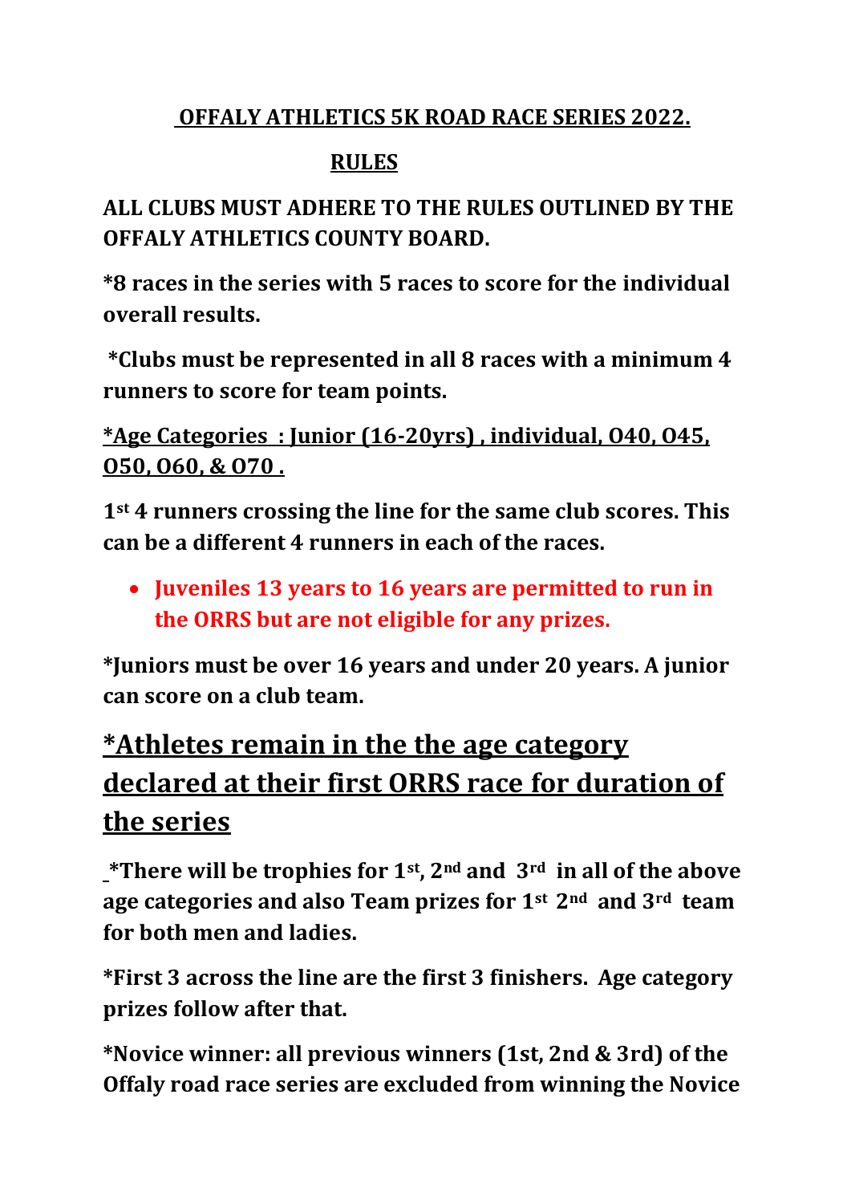# OFFALY ATHLETICS 5K ROAD RACE SERIES 2022.

## RULES

**ALL CLUBS MUST ADHERE TO THE RULES OUTLINED BY THE OFFALY ATHLETICS COUNTY BOARD.**

**\*8 races in the series with 5 races to score for the individual overall results.**

**\*Clubs must be represented in all 8 races with a minimum 4 runners to score for team points.**

**\*Age Categories : Junior (16-20yrs) , individual, O40, O45, O50, O60, & O70 .**

**1st 4 runners crossing the line for the same club scores. This can be a different 4 runners in each of the races.**

- **Juveniles 13 years to 16 years are permitted to run in the ORRS but are not eligible for any prizes.**

**\*Juniors must be over 16 years and under 20 years. A junior can score on a club team.**

## \*Athletes remain in the the age category declared at their first ORRS race for duration of the series

**\*There will be trophies for 1st, 2nd and 3rd in all of the above age categories and also Team prizes for 1st 2nd and 3rd team for both men and ladies.**

**\*First 3 across the line are the first 3 finishers. Age category prizes follow after that.**

**\*Novice winner: all previous winners (1st, 2nd & 3rd) of the Offaly road race series are excluded from winning the Novice**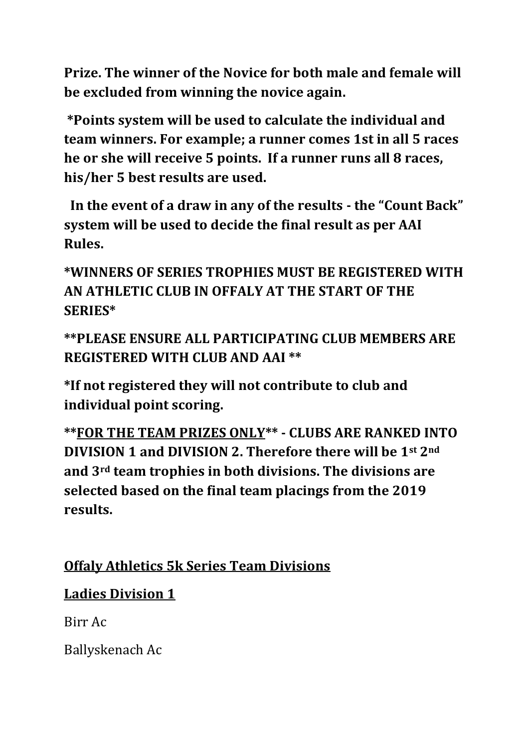**Prize. The winner of the Novice for both male and female will be excluded from winning the novice again.**

**\*Points system will be used to calculate the individual and team winners. For example; a runner comes 1st in all 5 races he or she will receive 5 points. If a runner runs all 8 races, his/her 5 best results are used.**

**In the event of a draw in any of the results - the "Count Back" system will be used to decide the final result as per AAI Rules.**

**\*WINNERS OF SERIES TROPHIES MUST BE REGISTERED WITH AN ATHLETIC CLUB IN OFFALY AT THE START OF THE SERIES\***

**\*\*PLEASE ENSURE ALL PARTICIPATING CLUB MEMBERS ARE REGISTERED WITH CLUB AND AAI \*\***

**\*If not registered they will not contribute to club and individual point scoring.**

**\*\*<u>FOR THE TEAM PRIZES ONLY</u>\*\* - CLUBS ARE RANKED INTO DIVISION 1 and DIVISION 2. Therefore there will be 1st 2nd and 3rd team trophies in both divisions. The divisions are selected based on the final team placings from the 2019 results.**

## <u>Offaly Athletics 5k Series Team Divisions</u>

### <u>Ladies Division 1</u>

Birr Ac

Ballyskenach Ac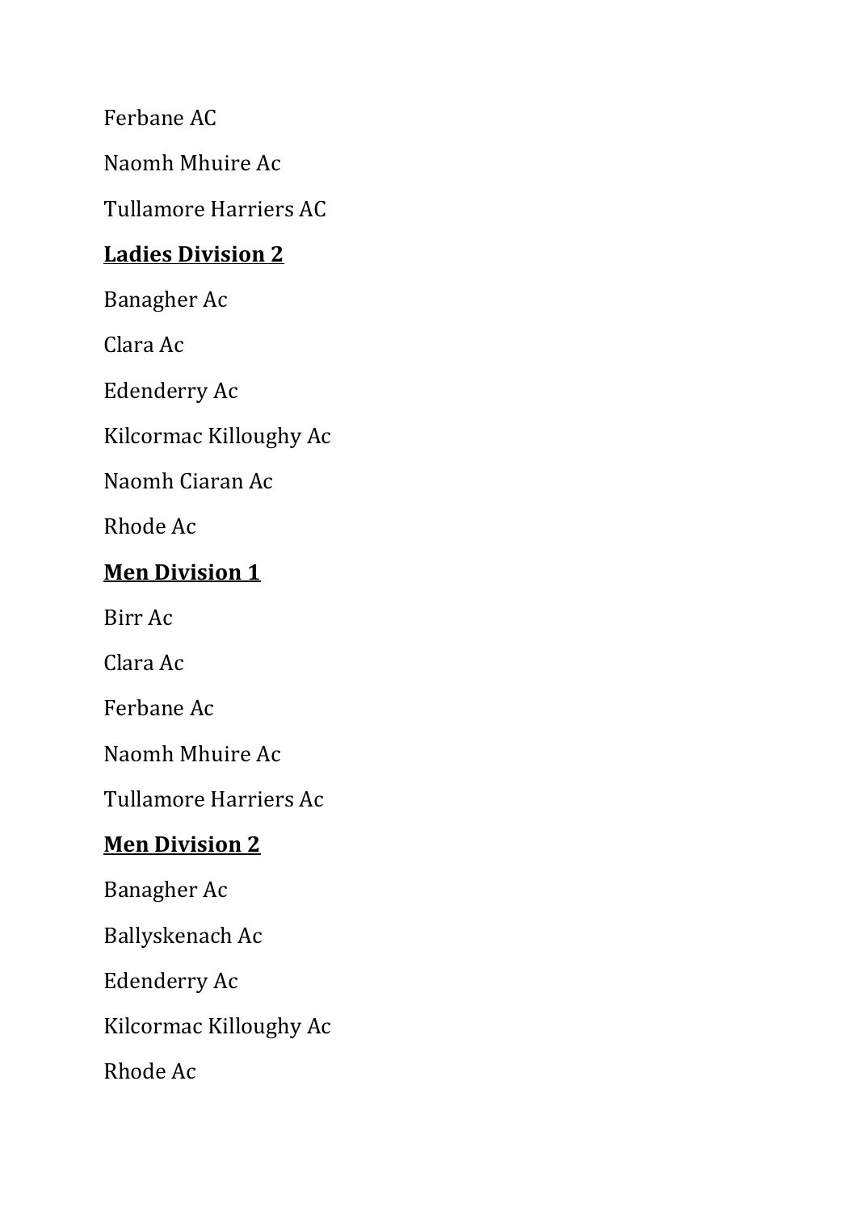Ferbane AC

Naomh Mhuire Ac

Tullamore Harriers AC

**<u>Ladies Division 2</u>**

Banagher Ac

Clara Ac

Edenderry Ac

Kilcormac Killoughy Ac

Naomh Ciaran Ac

Rhode Ac

**<u>Men Division 1</u>**

Birr Ac

Clara Ac

Ferbane Ac

Naomh Mhuire Ac

Tullamore Harriers Ac

**<u>Men Division 2</u>**

Banagher Ac

Ballyskenach Ac

Edenderry Ac

Kilcormac Killoughy Ac

Rhode Ac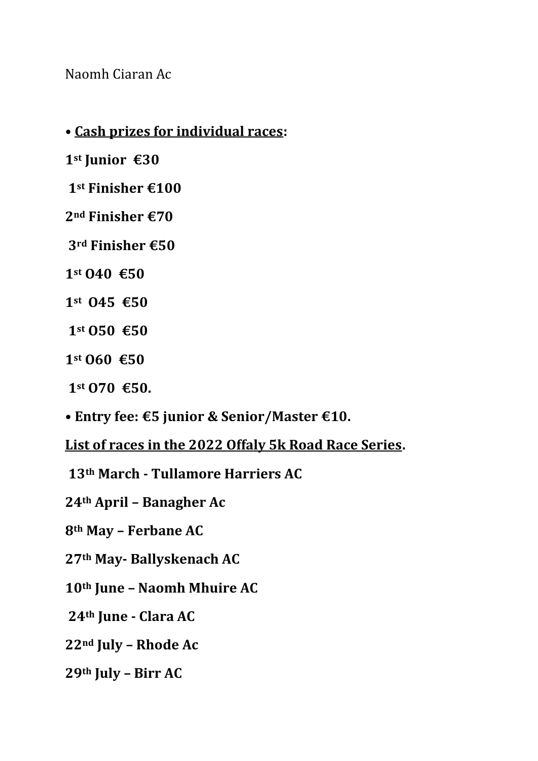Naomh Ciaran Ac

- **Cash prizes for individual races:**

**1st Junior €30**

**1st Finisher €100**

**2nd Finisher €70**

**3rd Finisher €50**

**1st O40 €50**

**1st O45 €50**

**1st O50 €50**

**1st O60 €50**

**1st O70 €50.**

- **Entry fee: €5 junior & Senior/Master €10.**

**List of races in the 2022 Offaly 5k Road Race Series.**

**13th March - Tullamore Harriers AC**

**24th April – Banagher Ac**

**8th May – Ferbane AC**

**27th May- Ballyskenach AC**

**10th June – Naomh Mhuire AC**

**24th June - Clara AC**

**22nd July – Rhode Ac**

**29th July – Birr AC**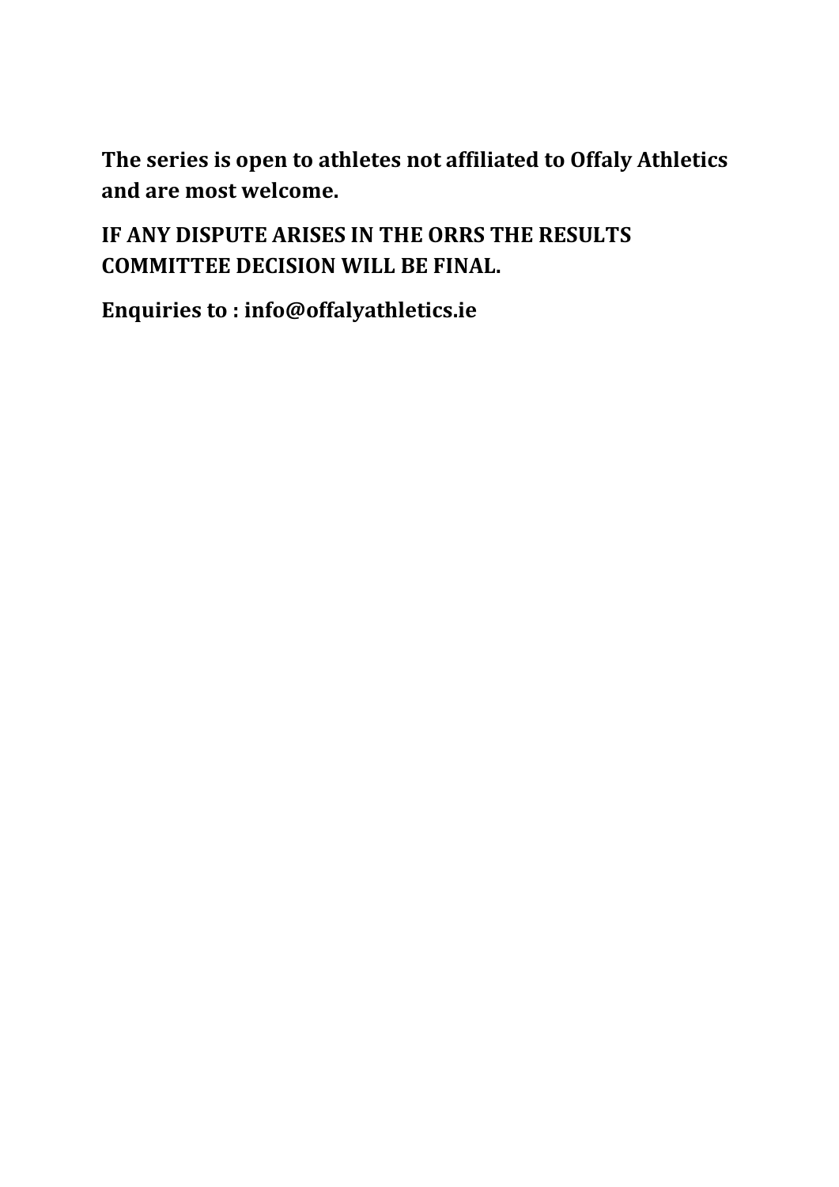**The series is open to athletes not affiliated to Offaly Athletics and are most welcome.**

**IF ANY DISPUTE ARISES IN THE ORRS THE RESULTS COMMITTEE DECISION WILL BE FINAL.**

**Enquiries to : info@offalyathletics.ie**